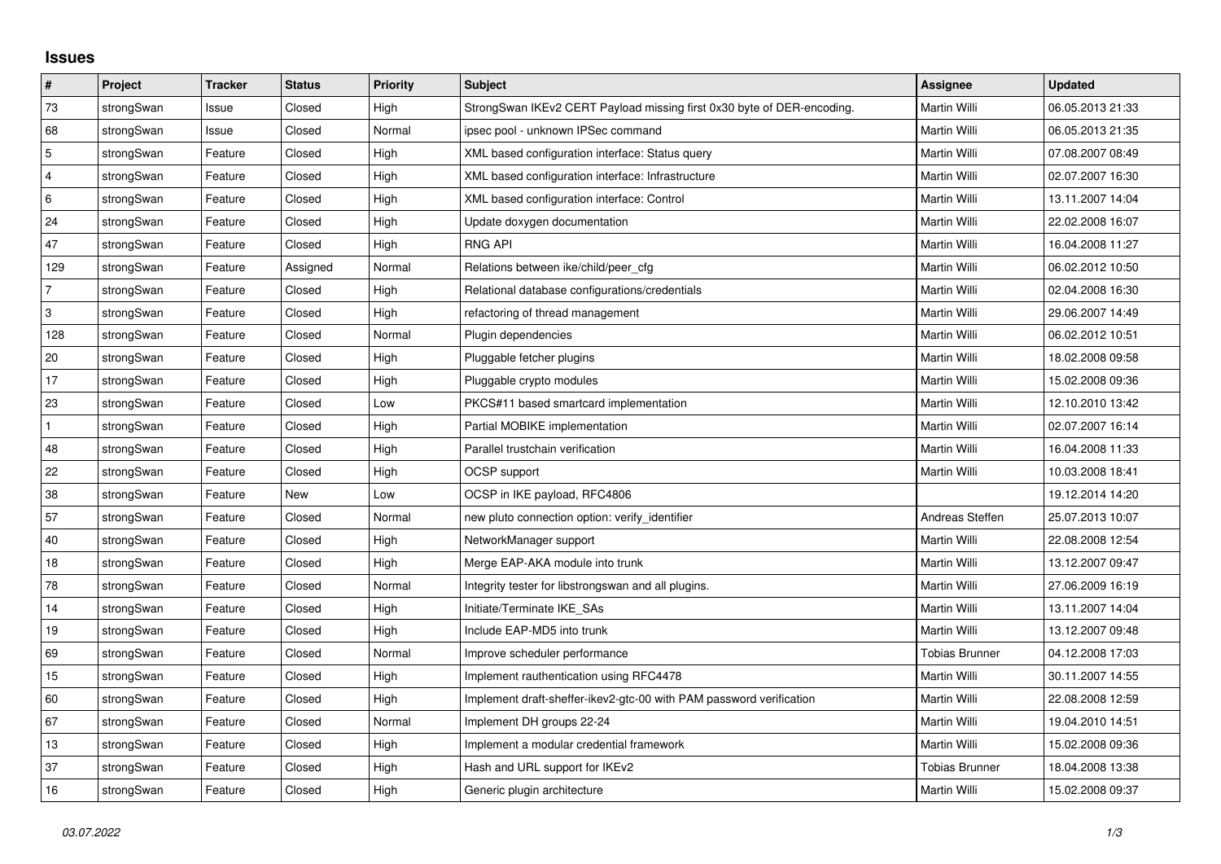# Issues

| # | Project | Tracker | Status | Priority | Subject | Assignee | Updated |
|---|---|---|---|---|---|---|---|
| 73 | strongSwan | Issue | Closed | High | StrongSwan IKEv2 CERT Payload missing first 0x30 byte of DER-encoding. | Martin Willi | 06.05.2013 21:33 |
| 68 | strongSwan | Issue | Closed | Normal | ipsec pool - unknown IPSec command | Martin Willi | 06.05.2013 21:35 |
| 5 | strongSwan | Feature | Closed | High | XML based configuration interface: Status query | Martin Willi | 07.08.2007 08:49 |
| 4 | strongSwan | Feature | Closed | High | XML based configuration interface: Infrastructure | Martin Willi | 02.07.2007 16:30 |
| 6 | strongSwan | Feature | Closed | High | XML based configuration interface: Control | Martin Willi | 13.11.2007 14:04 |
| 24 | strongSwan | Feature | Closed | High | Update doxygen documentation | Martin Willi | 22.02.2008 16:07 |
| 47 | strongSwan | Feature | Closed | High | RNG API | Martin Willi | 16.04.2008 11:27 |
| 129 | strongSwan | Feature | Assigned | Normal | Relations between ike/child/peer_cfg | Martin Willi | 06.02.2012 10:50 |
| 7 | strongSwan | Feature | Closed | High | Relational database configurations/credentials | Martin Willi | 02.04.2008 16:30 |
| 3 | strongSwan | Feature | Closed | High | refactoring of thread management | Martin Willi | 29.06.2007 14:49 |
| 128 | strongSwan | Feature | Closed | Normal | Plugin dependencies | Martin Willi | 06.02.2012 10:51 |
| 20 | strongSwan | Feature | Closed | High | Pluggable fetcher plugins | Martin Willi | 18.02.2008 09:58 |
| 17 | strongSwan | Feature | Closed | High | Pluggable crypto modules | Martin Willi | 15.02.2008 09:36 |
| 23 | strongSwan | Feature | Closed | Low | PKCS#11 based smartcard implementation | Martin Willi | 12.10.2010 13:42 |
| 1 | strongSwan | Feature | Closed | High | Partial MOBIKE implementation | Martin Willi | 02.07.2007 16:14 |
| 48 | strongSwan | Feature | Closed | High | Parallel trustchain verification | Martin Willi | 16.04.2008 11:33 |
| 22 | strongSwan | Feature | Closed | High | OCSP support | Martin Willi | 10.03.2008 18:41 |
| 38 | strongSwan | Feature | New | Low | OCSP in IKE payload, RFC4806 | | 19.12.2014 14:20 |
| 57 | strongSwan | Feature | Closed | Normal | new pluto connection option: verify_identifier | Andreas Steffen | 25.07.2013 10:07 |
| 40 | strongSwan | Feature | Closed | High | NetworkManager support | Martin Willi | 22.08.2008 12:54 |
| 18 | strongSwan | Feature | Closed | High | Merge EAP-AKA module into trunk | Martin Willi | 13.12.2007 09:47 |
| 78 | strongSwan | Feature | Closed | Normal | Integrity tester for libstrongswan and all plugins. | Martin Willi | 27.06.2009 16:19 |
| 14 | strongSwan | Feature | Closed | High | Initiate/Terminate IKE_SAs | Martin Willi | 13.11.2007 14:04 |
| 19 | strongSwan | Feature | Closed | High | Include EAP-MD5 into trunk | Martin Willi | 13.12.2007 09:48 |
| 69 | strongSwan | Feature | Closed | Normal | Improve scheduler performance | Tobias Brunner | 04.12.2008 17:03 |
| 15 | strongSwan | Feature | Closed | High | Implement rauthentication using RFC4478 | Martin Willi | 30.11.2007 14:55 |
| 60 | strongSwan | Feature | Closed | High | Implement draft-sheffer-ikev2-gtc-00 with PAM password verification | Martin Willi | 22.08.2008 12:59 |
| 67 | strongSwan | Feature | Closed | Normal | Implement DH groups 22-24 | Martin Willi | 19.04.2010 14:51 |
| 13 | strongSwan | Feature | Closed | High | Implement a modular credential framework | Martin Willi | 15.02.2008 09:36 |
| 37 | strongSwan | Feature | Closed | High | Hash and URL support for IKEv2 | Tobias Brunner | 18.04.2008 13:38 |
| 16 | strongSwan | Feature | Closed | High | Generic plugin architecture | Martin Willi | 15.02.2008 09:37 |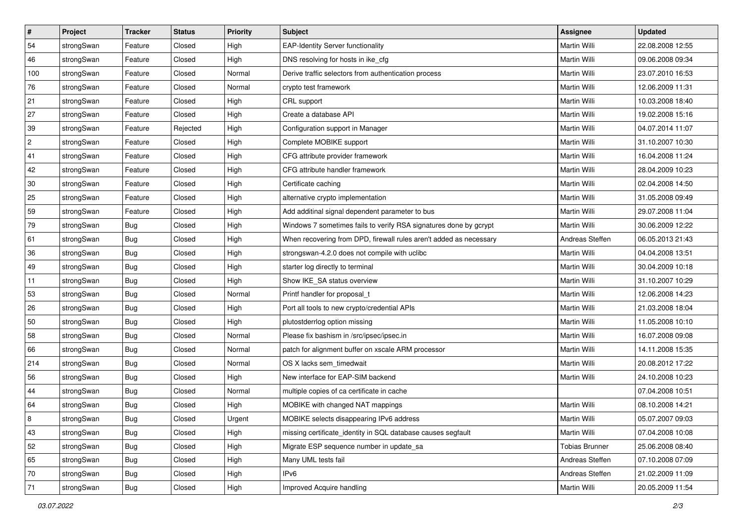| # | Project | Tracker | Status | Priority | Subject | Assignee | Updated |
|---|---|---|---|---|---|---|---|
| 54 | strongSwan | Feature | Closed | High | EAP-Identity Server functionality | Martin Willi | 22.08.2008 12:55 |
| 46 | strongSwan | Feature | Closed | High | DNS resolving for hosts in ike_cfg | Martin Willi | 09.06.2008 09:34 |
| 100 | strongSwan | Feature | Closed | Normal | Derive traffic selectors from authentication process | Martin Willi | 23.07.2010 16:53 |
| 76 | strongSwan | Feature | Closed | Normal | crypto test framework | Martin Willi | 12.06.2009 11:31 |
| 21 | strongSwan | Feature | Closed | High | CRL support | Martin Willi | 10.03.2008 18:40 |
| 27 | strongSwan | Feature | Closed | High | Create a database API | Martin Willi | 19.02.2008 15:16 |
| 39 | strongSwan | Feature | Rejected | High | Configuration support in Manager | Martin Willi | 04.07.2014 11:07 |
| 2 | strongSwan | Feature | Closed | High | Complete MOBIKE support | Martin Willi | 31.10.2007 10:30 |
| 41 | strongSwan | Feature | Closed | High | CFG attribute provider framework | Martin Willi | 16.04.2008 11:24 |
| 42 | strongSwan | Feature | Closed | High | CFG attribute handler framework | Martin Willi | 28.04.2009 10:23 |
| 30 | strongSwan | Feature | Closed | High | Certificate caching | Martin Willi | 02.04.2008 14:50 |
| 25 | strongSwan | Feature | Closed | High | alternative crypto implementation | Martin Willi | 31.05.2008 09:49 |
| 59 | strongSwan | Feature | Closed | High | Add additinal signal dependent parameter to bus | Martin Willi | 29.07.2008 11:04 |
| 79 | strongSwan | Bug | Closed | High | Windows 7 sometimes fails to verify RSA signatures done by gcrypt | Martin Willi | 30.06.2009 12:22 |
| 61 | strongSwan | Bug | Closed | High | When recovering from DPD, firewall rules aren't added as necessary | Andreas Steffen | 06.05.2013 21:43 |
| 36 | strongSwan | Bug | Closed | High | strongswan-4.2.0 does not compile with uclibc | Martin Willi | 04.04.2008 13:51 |
| 49 | strongSwan | Bug | Closed | High | starter log directly to terminal | Martin Willi | 30.04.2009 10:18 |
| 11 | strongSwan | Bug | Closed | High | Show IKE_SA status overview | Martin Willi | 31.10.2007 10:29 |
| 53 | strongSwan | Bug | Closed | Normal | Printf handler for proposal_t | Martin Willi | 12.06.2008 14:23 |
| 26 | strongSwan | Bug | Closed | High | Port all tools to new crypto/credential APIs | Martin Willi | 21.03.2008 18:04 |
| 50 | strongSwan | Bug | Closed | High | plutostderrlog option missing | Martin Willi | 11.05.2008 10:10 |
| 58 | strongSwan | Bug | Closed | Normal | Please fix bashism in /src/ipsec/ipsec.in | Martin Willi | 16.07.2008 09:08 |
| 66 | strongSwan | Bug | Closed | Normal | patch for alignment buffer on xscale ARM processor | Martin Willi | 14.11.2008 15:35 |
| 214 | strongSwan | Bug | Closed | Normal | OS X lacks sem_timedwait | Martin Willi | 20.08.2012 17:22 |
| 56 | strongSwan | Bug | Closed | High | New interface for EAP-SIM backend | Martin Willi | 24.10.2008 10:23 |
| 44 | strongSwan | Bug | Closed | Normal | multiple copies of ca certificate in cache | | 07.04.2008 10:51 |
| 64 | strongSwan | Bug | Closed | High | MOBIKE with changed NAT mappings | Martin Willi | 08.10.2008 14:21 |
| 8 | strongSwan | Bug | Closed | Urgent | MOBIKE selects disappearing IPv6 address | Martin Willi | 05.07.2007 09:03 |
| 43 | strongSwan | Bug | Closed | High | missing certificate_identity in SQL database causes segfault | Martin Willi | 07.04.2008 10:08 |
| 52 | strongSwan | Bug | Closed | High | Migrate ESP sequence number in update_sa | Tobias Brunner | 25.06.2008 08:40 |
| 65 | strongSwan | Bug | Closed | High | Many UML tests fail | Andreas Steffen | 07.10.2008 07:09 |
| 70 | strongSwan | Bug | Closed | High | IPv6 | Andreas Steffen | 21.02.2009 11:09 |
| 71 | strongSwan | Bug | Closed | High | Improved Acquire handling | Martin Willi | 20.05.2009 11:54 |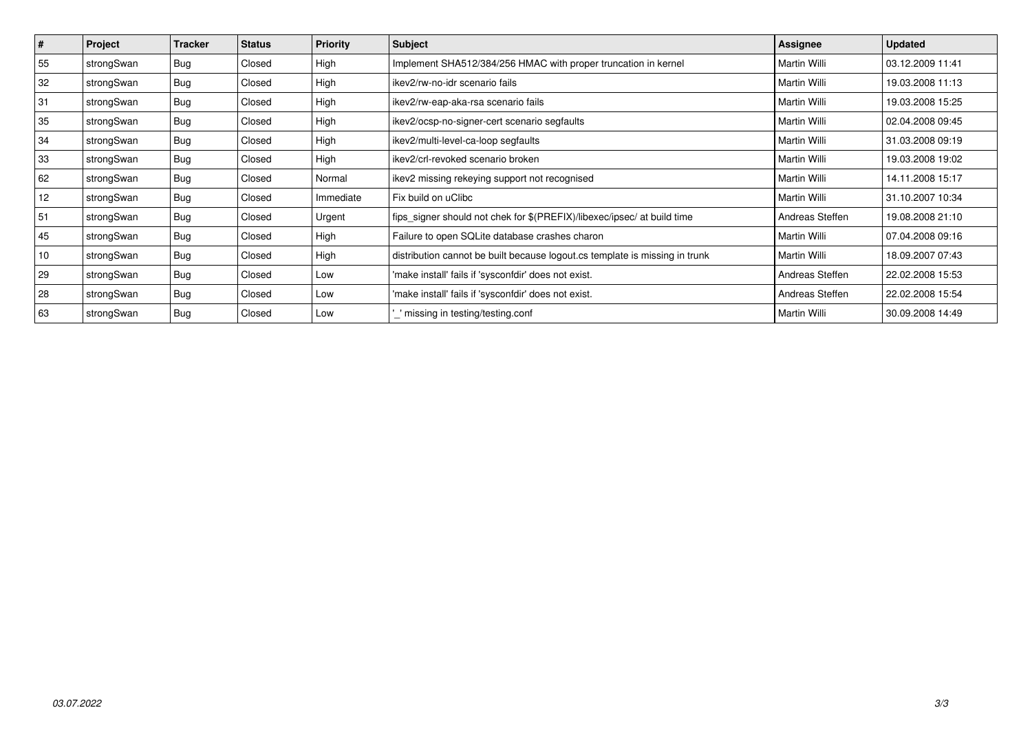| # | Project | Tracker | Status | Priority | Subject | Assignee | Updated |
|---|---|---|---|---|---|---|---|
| 55 | strongSwan | Bug | Closed | High | Implement SHA512/384/256 HMAC with proper truncation in kernel | Martin Willi | 03.12.2009 11:41 |
| 32 | strongSwan | Bug | Closed | High | ikev2/rw-no-idr scenario fails | Martin Willi | 19.03.2008 11:13 |
| 31 | strongSwan | Bug | Closed | High | ikev2/rw-eap-aka-rsa scenario fails | Martin Willi | 19.03.2008 15:25 |
| 35 | strongSwan | Bug | Closed | High | ikev2/ocsp-no-signer-cert scenario segfaults | Martin Willi | 02.04.2008 09:45 |
| 34 | strongSwan | Bug | Closed | High | ikev2/multi-level-ca-loop segfaults | Martin Willi | 31.03.2008 09:19 |
| 33 | strongSwan | Bug | Closed | High | ikev2/crl-revoked scenario broken | Martin Willi | 19.03.2008 19:02 |
| 62 | strongSwan | Bug | Closed | Normal | ikev2 missing rekeying support not recognised | Martin Willi | 14.11.2008 15:17 |
| 12 | strongSwan | Bug | Closed | Immediate | Fix build on uClibc | Martin Willi | 31.10.2007 10:34 |
| 51 | strongSwan | Bug | Closed | Urgent | fips_signer should not chek for $(PREFIX)/libexec/ipsec/ at build time | Andreas Steffen | 19.08.2008 21:10 |
| 45 | strongSwan | Bug | Closed | High | Failure to open SQLite database crashes charon | Martin Willi | 07.04.2008 09:16 |
| 10 | strongSwan | Bug | Closed | High | distribution cannot be built because logout.cs template is missing in trunk | Martin Willi | 18.09.2007 07:43 |
| 29 | strongSwan | Bug | Closed | Low | 'make install' fails if 'sysconfdir' does not exist. | Andreas Steffen | 22.02.2008 15:53 |
| 28 | strongSwan | Bug | Closed | Low | 'make install' fails if 'sysconfdir' does not exist. | Andreas Steffen | 22.02.2008 15:54 |
| 63 | strongSwan | Bug | Closed | Low | '_' missing in testing/testing.conf | Martin Willi | 30.09.2008 14:49 |

*03.07.2022*